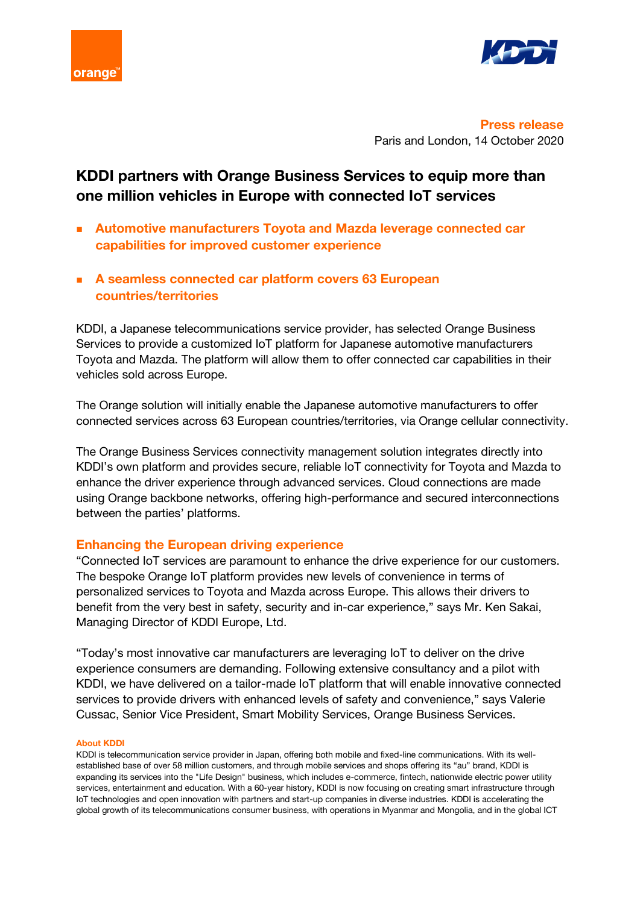**Press release**

Paris and London, 14 October 2020

# KDDI partners with Orange Business Services to equip more than one million vehicles in Europe with connected IoT services

- **Automotive manufacturers Toyota and Mazda leverage connected car capabilities for improved customer experience**
- **A seamless connected car platform covers 63 European countries/territories**

KDDI, a Japanese telecommunications service provider, has selected Orange Business Services to provide a customized IoT platform for Japanese automotive manufacturers Toyota and Mazda. The platform will allow them to offer connected car capabilities in their vehicles sold across Europe.

The Orange solution will initially enable the Japanese automotive manufacturers to offer connected services across 63 European countries/territories, via Orange cellular connectivity.

The Orange Business Services connectivity management solution integrates directly into KDDI's own platform and provides secure, reliable IoT connectivity for Toyota and Mazda to enhance the driver experience through advanced services. Cloud connections are made using Orange backbone networks, offering high-performance and secured interconnections between the parties' platforms.

## Enhancing the European driving experience

"Connected IoT services are paramount to enhance the drive experience for our customers. The bespoke Orange IoT platform provides new levels of convenience in terms of personalized services to Toyota and Mazda across Europe. This allows their drivers to benefit from the very best in safety, security and in-car experience," says Mr. Ken Sakai, Managing Director of KDDI Europe, Ltd.

"Today's most innovative car manufacturers are leveraging IoT to deliver on the drive experience consumers are demanding. Following extensive consultancy and a pilot with KDDI, we have delivered on a tailor-made IoT platform that will enable innovative connected services to provide drivers with enhanced levels of safety and convenience," says Valerie Cussac, Senior Vice President, Smart Mobility Services, Orange Business Services.

#### About KDDI

KDDI is telecommunication service provider in Japan, offering both mobile and fixed-line communications. With its well-established base of over 58 million customers, and through mobile services and shops offering its "au" brand, KDDI is expanding its services into the "Life Design" business, which includes e-commerce, fintech, nationwide electric power utility services, entertainment and education. With a 60-year history, KDDI is now focusing on creating smart infrastructure through IoT technologies and open innovation with partners and start-up companies in diverse industries. KDDI is accelerating the global growth of its telecommunications consumer business, with operations in Myanmar and Mongolia, and in the global ICT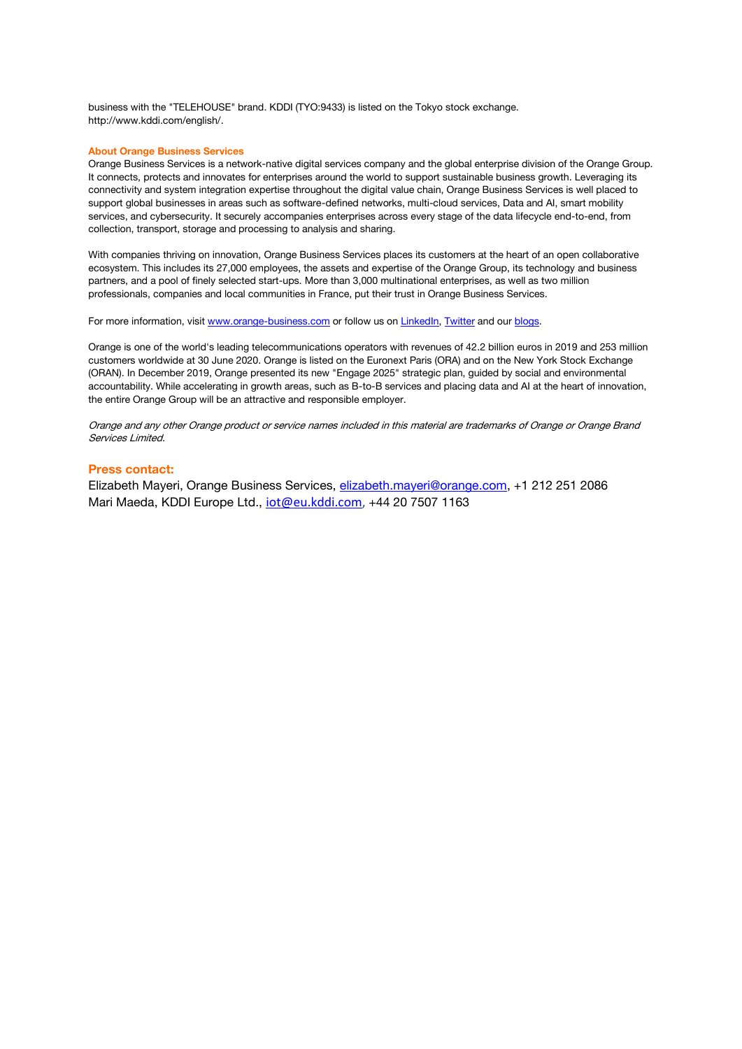business with the "TELEHOUSE" brand. KDDI (TYO:9433) is listed on the Tokyo stock exchange. http://www.kddi.com/english/.

**About Orange Business Services**

Orange Business Services is a network-native digital services company and the global enterprise division of the Orange Group. It connects, protects and innovates for enterprises around the world to support sustainable business growth. Leveraging its connectivity and system integration expertise throughout the digital value chain, Orange Business Services is well placed to support global businesses in areas such as software-defined networks, multi-cloud services, Data and AI, smart mobility services, and cybersecurity. It securely accompanies enterprises across every stage of the data lifecycle end-to-end, from collection, transport, storage and processing to analysis and sharing.

With companies thriving on innovation, Orange Business Services places its customers at the heart of an open collaborative ecosystem. This includes its 27,000 employees, the assets and expertise of the Orange Group, its technology and business partners, and a pool of finely selected start-ups. More than 3,000 multinational enterprises, as well as two million professionals, companies and local communities in France, put their trust in Orange Business Services.

For more information, visit www.orange-business.com or follow us on LinkedIn, Twitter and our blogs.

Orange is one of the world's leading telecommunications operators with revenues of 42.2 billion euros in 2019 and 253 million customers worldwide at 30 June 2020. Orange is listed on the Euronext Paris (ORA) and on the New York Stock Exchange (ORAN). In December 2019, Orange presented its new "Engage 2025" strategic plan, guided by social and environmental accountability. While accelerating in growth areas, such as B-to-B services and placing data and AI at the heart of innovation, the entire Orange Group will be an attractive and responsible employer.

*Orange and any other Orange product or service names included in this material are trademarks of Orange or Orange Brand Services Limited.*

## Press contact:

Elizabeth Mayeri, Orange Business Services, elizabeth.mayeri@orange.com, +1 212 251 2086
Mari Maeda, KDDI Europe Ltd., iot@eu.kddi.com, +44 20 7507 1163